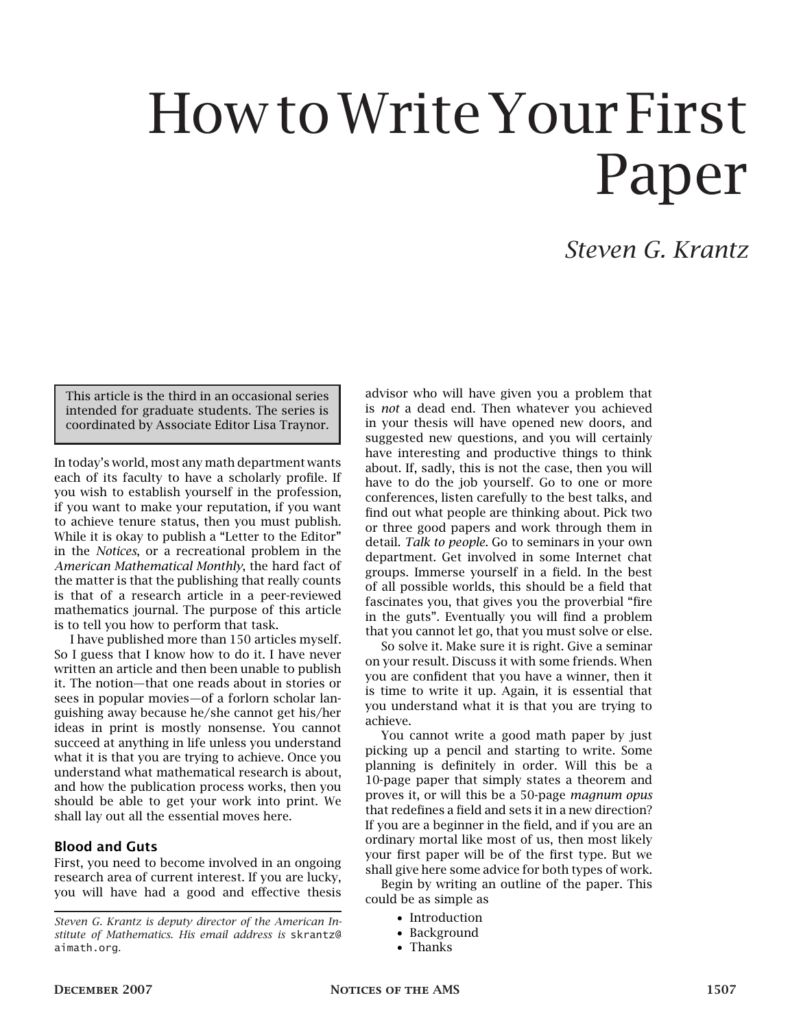# How to Write Your First Paper

*Steven G. Krantz*

This article is the third in an occasional series intended for graduate students. The series is coordinated by Associate Editor Lisa Traynor.

In today's world, most any math department wants each of its faculty to have a scholarly profile. If you wish to establish yourself in the profession, if you want to make your reputation, if you want to achieve tenure status, then you must publish. While it is okay to publish a "Letter to the Editor" in the *Notices*, or a recreational problem in the *American Mathematical Monthly*, the hard fact of the matter is that the publishing that really counts is that of a research article in a peer-reviewed mathematics journal. The purpose of this article is to tell you how to perform that task.

I have published more than 150 articles myself. So I guess that I know how to do it. I have never written an article and then been unable to publish it. The notion—that one reads about in stories or sees in popular movies—of a forlorn scholar languishing away because he/she cannot get his/her ideas in print is mostly nonsense. You cannot succeed at anything in life unless you understand what it is that you are trying to achieve. Once you understand what mathematical research is about, and how the publication process works, then you should be able to get your work into print. We shall lay out all the essential moves here.

## Blood and Guts

First, you need to become involved in an ongoing research area of current interest. If you are lucky, you will have had a good and effective thesis advisor who will have given you a problem that is *not* a dead end. Then whatever you achieved in your thesis will have opened new doors, and suggested new questions, and you will certainly have interesting and productive things to think about. If, sadly, this is not the case, then you will have to do the job yourself. Go to one or more conferences, listen carefully to the best talks, and find out what people are thinking about. Pick two or three good papers and work through them in detail. *Talk to people.* Go to seminars in your own department. Get involved in some Internet chat groups. Immerse yourself in a field. In the best of all possible worlds, this should be a field that fascinates you, that gives you the proverbial "fire in the guts". Eventually you will find a problem that you cannot let go, that you must solve or else.

So solve it. Make sure it is right. Give a seminar on your result. Discuss it with some friends. When you are confident that you have a winner, then it is time to write it up. Again, it is essential that you understand what it is that you are trying to achieve.

You cannot write a good math paper by just picking up a pencil and starting to write. Some planning is definitely in order. Will this be a 10-page paper that simply states a theorem and proves it, or will this be a 50-page *magnum opus* that redefines a field and sets it in a new direction? If you are a beginner in the field, and if you are an ordinary mortal like most of us, then most likely your first paper will be of the first type. But we shall give here some advice for both types of work.

Begin by writing an outline of the paper. This could be as simple as

- Introduction
- Background
- Thanks

*Steven G. Krantz is deputy director of the American Institute of Mathematics. His email address is* skrantz@aimath.org*.*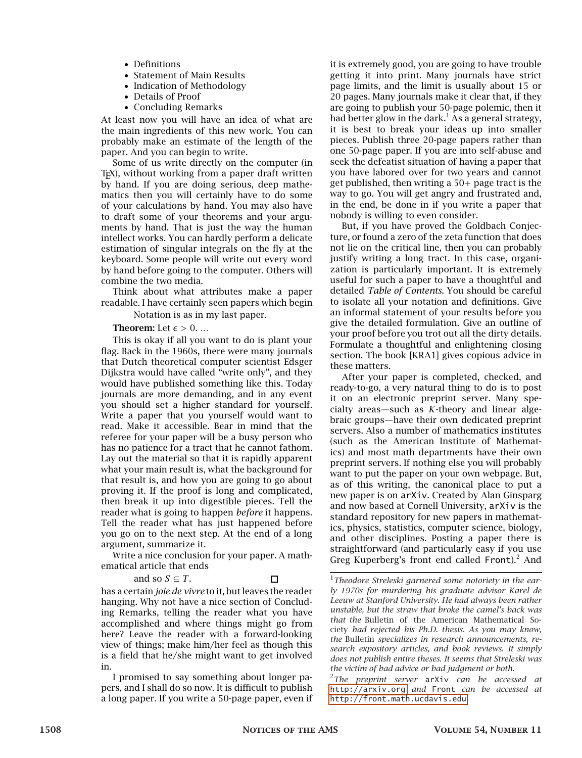- Definitions
- Statement of Main Results
- Indication of Methodology
- Details of Proof
- Concluding Remarks

At least now you will have an idea of what are the main ingredients of this new work. You can probably make an estimate of the length of the paper. And you can begin to write.

Some of us write directly on the computer (in TeX), without working from a paper draft written by hand. If you are doing serious, deep mathematics then you will certainly have to do some of your calculations by hand. You may also have to draft some of your theorems and your arguments by hand. That is just the way the human intellect works. You can hardly perform a delicate estimation of singular integrals on the fly at the keyboard. Some people will write out every word by hand before going to the computer. Others will combine the two media.

Think about what attributes make a paper readable. I have certainly seen papers which begin

> Notation is as in my last paper.
>
> **Theorem:** Let $\epsilon > 0$. …

This is okay if all you want to do is plant your flag. Back in the 1960s, there were many journals that Dutch theoretical computer scientist Edsger Dijkstra would have called "write only", and they would have published something like this. Today journals are more demanding, and in any event you should set a higher standard for yourself. Write a paper that you yourself would want to read. Make it accessible. Bear in mind that the referee for your paper will be a busy person who has no patience for a tract that he cannot fathom. Lay out the material so that it is rapidly apparent what your main result is, what the background for that result is, and how you are going to go about proving it. If the proof is long and complicated, then break it up into digestible pieces. Tell the reader what is going to happen *before* it happens. Tell the reader what has just happened before you go on to the next step. At the end of a long argument, summarize it.

Write a nice conclusion for your paper. A mathematical article that ends

> and so $S \subseteq T$. □

has a certain *joie de vivre* to it, but leaves the reader hanging. Why not have a nice section of Concluding Remarks, telling the reader what you have accomplished and where things might go from here? Leave the reader with a forward-looking view of things; make him/her feel as though this is a field that he/she might want to get involved in.

I promised to say something about longer papers, and I shall do so now. It is difficult to publish a long paper. If you write a 50-page paper, even if it is extremely good, you are going to have trouble getting it into print. Many journals have strict page limits, and the limit is usually about 15 or 20 pages. Many journals make it clear that, if they are going to publish your 50-page polemic, then it had better glow in the dark.[1] As a general strategy, it is best to break your ideas up into smaller pieces. Publish three 20-page papers rather than one 50-page paper. If you are into self-abuse and seek the defeatist situation of having a paper that you have labored over for two years and cannot get published, then writing a 50+ page tract is the way to go. You will get angry and frustrated and, in the end, be done in if you write a paper that nobody is willing to even consider.

But, if you have proved the Goldbach Conjecture, or found a zero of the zeta function that does not lie on the critical line, then you can probably justify writing a long tract. In this case, organization is particularly important. It is extremely useful for such a paper to have a thoughtful and detailed *Table of Contents*. You should be careful to isolate all your notation and definitions. Give an informal statement of your results before you give the detailed formulation. Give an outline of your proof before you trot out all the dirty details. Formulate a thoughtful and enlightening closing section. The book [KRA1] gives copious advice in these matters.

After your paper is completed, checked, and ready-to-go, a very natural thing to do is to post it on an electronic preprint server. Many specialty areas—such as $K$-theory and linear algebraic groups—have their own dedicated preprint servers. Also a number of mathematics institutes (such as the American Institute of Mathematics) and most math departments have their own preprint servers. If nothing else you will probably want to put the paper on your own webpage. But, as of this writing, the canonical place to put a new paper is on `arXiv`. Created by Alan Ginsparg and now based at Cornell University, `arXiv` is the standard repository for new papers in mathematics, physics, statistics, computer science, biology, and other disciplines. Posting a paper there is straightforward (and particularly easy if you use Greg Kuperberg's front end called `Front`).[2] And

---

[1] *Theodore Streleski garnered some notoriety in the early 1970s for murdering his graduate advisor Karel de Leeuw at Stanford University. He had always been rather unstable, but the straw that broke the camel's back was that the* Bulletin of the American Mathematical Society *had rejected his Ph.D. thesis. As you may know, the* Bulletin *specializes in research announcements, research expository articles, and book reviews. It simply does not publish entire theses. It seems that Streleski was the victim of bad advice or bad judgment or both.*

[2] *The preprint server* `arXiv` *can be accessed at* http://arxiv.org *and* `Front` *can be accessed at* http://front.math.ucdavis.edu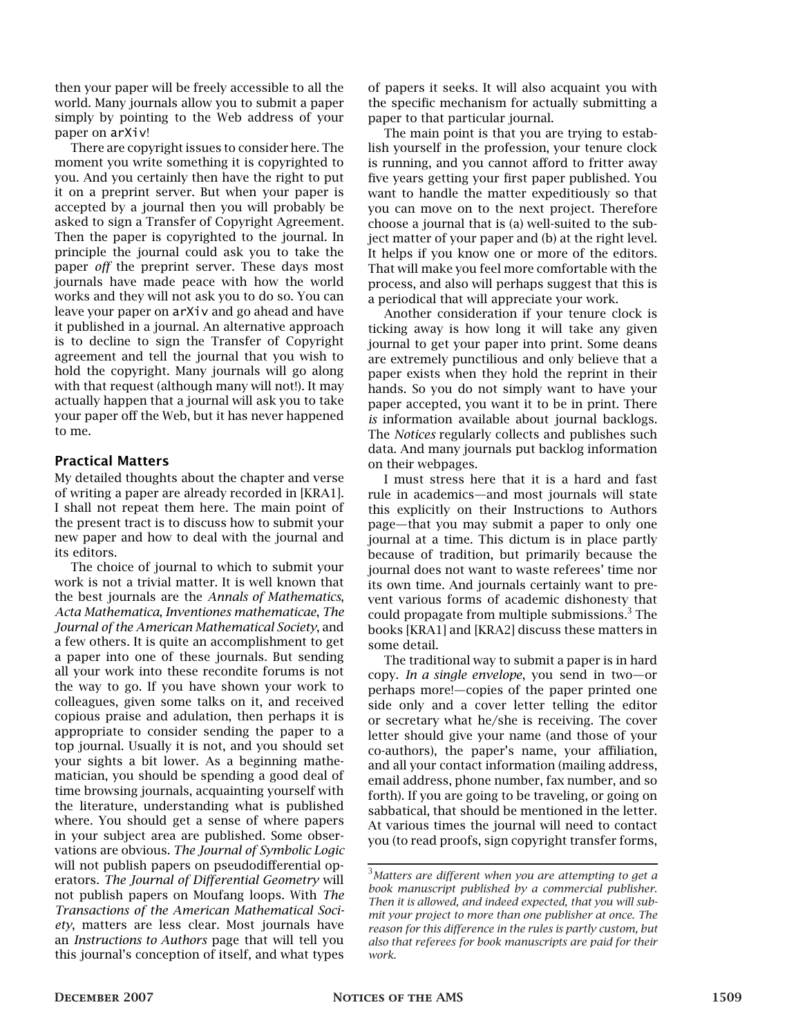then your paper will be freely accessible to all the world. Many journals allow you to submit a paper simply by pointing to the Web address of your paper on `arXiv`!

There are copyright issues to consider here. The moment you write something it is copyrighted to you. And you certainly then have the right to put it on a preprint server. But when your paper is accepted by a journal then you will probably be asked to sign a Transfer of Copyright Agreement. Then the paper is copyrighted to the journal. In principle the journal could ask you to take the paper *off* the preprint server. These days most journals have made peace with how the world works and they will not ask you to do so. You can leave your paper on `arXiv` and go ahead and have it published in a journal. An alternative approach is to decline to sign the Transfer of Copyright agreement and tell the journal that you wish to hold the copyright. Many journals will go along with that request (although many will not!). It may actually happen that a journal will ask you to take your paper off the Web, but it has never happened to me.

## Practical Matters

My detailed thoughts about the chapter and verse of writing a paper are already recorded in [KRA1]. I shall not repeat them here. The main point of the present tract is to discuss how to submit your new paper and how to deal with the journal and its editors.

The choice of journal to which to submit your work is not a trivial matter. It is well known that the best journals are the *Annals of Mathematics*, *Acta Mathematica*, *Inventiones mathematicae*, *The Journal of the American Mathematical Society*, and a few others. It is quite an accomplishment to get a paper into one of these journals. But sending all your work into these recondite forums is not the way to go. If you have shown your work to colleagues, given some talks on it, and received copious praise and adulation, then perhaps it is appropriate to consider sending the paper to a top journal. Usually it is not, and you should set your sights a bit lower. As a beginning mathematician, you should be spending a good deal of time browsing journals, acquainting yourself with the literature, understanding what is published where. You should get a sense of where papers in your subject area are published. Some observations are obvious. *The Journal of Symbolic Logic* will not publish papers on pseudodifferential operators. *The Journal of Differential Geometry* will not publish papers on Moufang loops. With *The Transactions of the American Mathematical Society*, matters are less clear. Most journals have an *Instructions to Authors* page that will tell you this journal's conception of itself, and what types of papers it seeks. It will also acquaint you with the specific mechanism for actually submitting a paper to that particular journal.

The main point is that you are trying to establish yourself in the profession, your tenure clock is running, and you cannot afford to fritter away five years getting your first paper published. You want to handle the matter expeditiously so that you can move on to the next project. Therefore choose a journal that is (a) well-suited to the subject matter of your paper and (b) at the right level. It helps if you know one or more of the editors. That will make you feel more comfortable with the process, and also will perhaps suggest that this is a periodical that will appreciate your work.

Another consideration if your tenure clock is ticking away is how long it will take any given journal to get your paper into print. Some deans are extremely punctilious and only believe that a paper exists when they hold the reprint in their hands. So you do not simply want to have your paper accepted, you want it to be in print. There *is* information available about journal backlogs. The *Notices* regularly collects and publishes such data. And many journals put backlog information on their webpages.

I must stress here that it is a hard and fast rule in academics—and most journals will state this explicitly on their Instructions to Authors page—that you may submit a paper to only one journal at a time. This dictum is in place partly because of tradition, but primarily because the journal does not want to waste referees' time nor its own time. And journals certainly want to prevent various forms of academic dishonesty that could propagate from multiple submissions.[3] The books [KRA1] and [KRA2] discuss these matters in some detail.

The traditional way to submit a paper is in hard copy. *In a single envelope*, you send in two—or perhaps more!—copies of the paper printed one side only and a cover letter telling the editor or secretary what he/she is receiving. The cover letter should give your name (and those of your co-authors), the paper's name, your affiliation, and all your contact information (mailing address, email address, phone number, fax number, and so forth). If you are going to be traveling, or going on sabbatical, that should be mentioned in the letter. At various times the journal will need to contact you (to read proofs, sign copyright transfer forms,

---

[3] *Matters are different when you are attempting to get a book manuscript published by a commercial publisher. Then it is allowed, and indeed expected, that you will submit your project to more than one publisher at once. The reason for this difference in the rules is partly custom, but also that referees for book manuscripts are paid for their work.*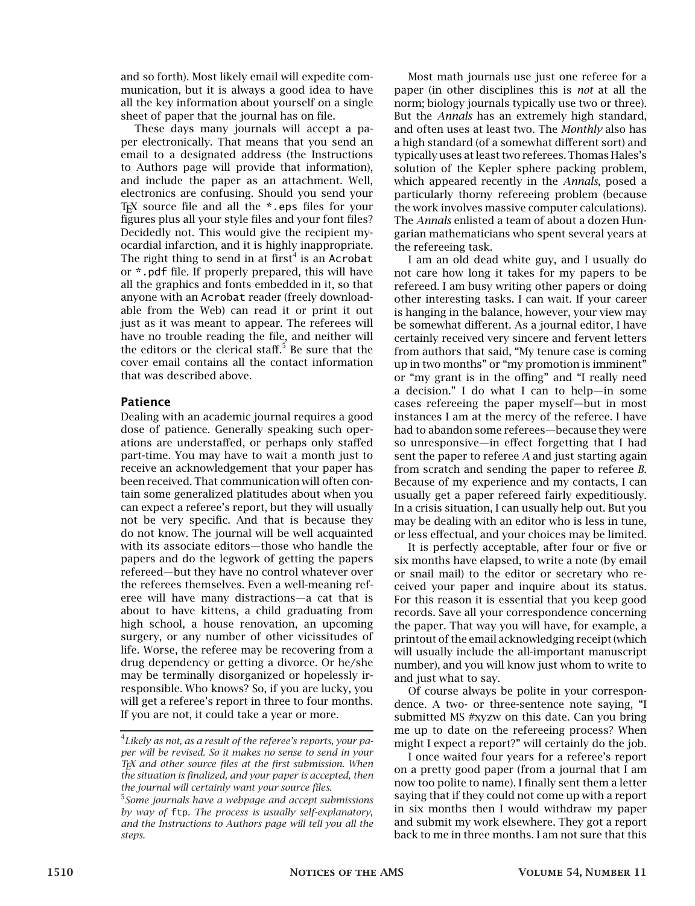and so forth). Most likely email will expedite communication, but it is always a good idea to have all the key information about yourself on a single sheet of paper that the journal has on file.

These days many journals will accept a paper electronically. That means that you send an email to a designated address (the Instructions to Authors page will provide that information), and include the paper as an attachment. Well, electronics are confusing. Should you send your TeX source file and all the `*.eps` files for your figures plus all your style files and your font files? Decidedly not. This would give the recipient myocardial infarction, and it is highly inappropriate. The right thing to send in at first[4] is an `Acrobat` or `*.pdf` file. If properly prepared, this will have all the graphics and fonts embedded in it, so that anyone with an `Acrobat` reader (freely downloadable from the Web) can read it or print it out just as it was meant to appear. The referees will have no trouble reading the file, and neither will the editors or the clerical staff.[5] Be sure that the cover email contains all the contact information that was described above.

## Patience

Dealing with an academic journal requires a good dose of patience. Generally speaking such operations are understaffed, or perhaps only staffed part-time. You may have to wait a month just to receive an acknowledgement that your paper has been received. That communication will often contain some generalized platitudes about when you can expect a referee's report, but they will usually not be very specific. And that is because they do not know. The journal will be well acquainted with its associate editors—those who handle the papers and do the legwork of getting the papers refereed—but they have no control whatever over the referees themselves. Even a well-meaning referee will have many distractions—a cat that is about to have kittens, a child graduating from high school, a house renovation, an upcoming surgery, or any number of other vicissitudes of life. Worse, the referee may be recovering from a drug dependency or getting a divorce. Or he/she may be terminally disorganized or hopelessly irresponsible. Who knows? So, if you are lucky, you will get a referee's report in three to four months. If you are not, it could take a year or more.

Most math journals use just one referee for a paper (in other disciplines this is *not* at all the norm; biology journals typically use two or three). But the *Annals* has an extremely high standard, and often uses at least two. The *Monthly* also has a high standard (of a somewhat different sort) and typically uses at least two referees. Thomas Hales's solution of the Kepler sphere packing problem, which appeared recently in the *Annals*, posed a particularly thorny refereeing problem (because the work involves massive computer calculations). The *Annals* enlisted a team of about a dozen Hungarian mathematicians who spent several years at the refereeing task.

I am an old dead white guy, and I usually do not care how long it takes for my papers to be refereed. I am busy writing other papers or doing other interesting tasks. I can wait. If your career is hanging in the balance, however, your view may be somewhat different. As a journal editor, I have certainly received very sincere and fervent letters from authors that said, "My tenure case is coming up in two months" or "my promotion is imminent" or "my grant is in the offing" and "I really need a decision." I do what I can to help—in some cases refereeing the paper myself—but in most instances I am at the mercy of the referee. I have had to abandon some referees—because they were so unresponsive—in effect forgetting that I had sent the paper to referee *A* and just starting again from scratch and sending the paper to referee *B*. Because of my experience and my contacts, I can usually get a paper refereed fairly expeditiously. In a crisis situation, I can usually help out. But you may be dealing with an editor who is less in tune, or less effectual, and your choices may be limited.

It is perfectly acceptable, after four or five or six months have elapsed, to write a note (by email or snail mail) to the editor or secretary who received your paper and inquire about its status. For this reason it is essential that you keep good records. Save all your correspondence concerning the paper. That way you will have, for example, a printout of the email acknowledging receipt (which will usually include the all-important manuscript number), and you will know just whom to write to and just what to say.

Of course always be polite in your correspondence. A two- or three-sentence note saying, "I submitted MS #xyzw on this date. Can you bring me up to date on the refereeing process? When might I expect a report?" will certainly do the job.

I once waited four years for a referee's report on a pretty good paper (from a journal that I am now too polite to name). I finally sent them a letter saying that if they could not come up with a report in six months then I would withdraw my paper and submit my work elsewhere. They got a report back to me in three months. I am not sure that this

---

[4] *Likely as not, as a result of the referee's reports, your paper will be revised. So it makes no sense to send in your TeX and other source files at the first submission. When the situation is finalized, and your paper is accepted, then the journal will certainly want your source files.*

[5] *Some journals have a webpage and accept submissions by way of* `ftp`. *The process is usually self-explanatory, and the Instructions to Authors page will tell you all the steps.*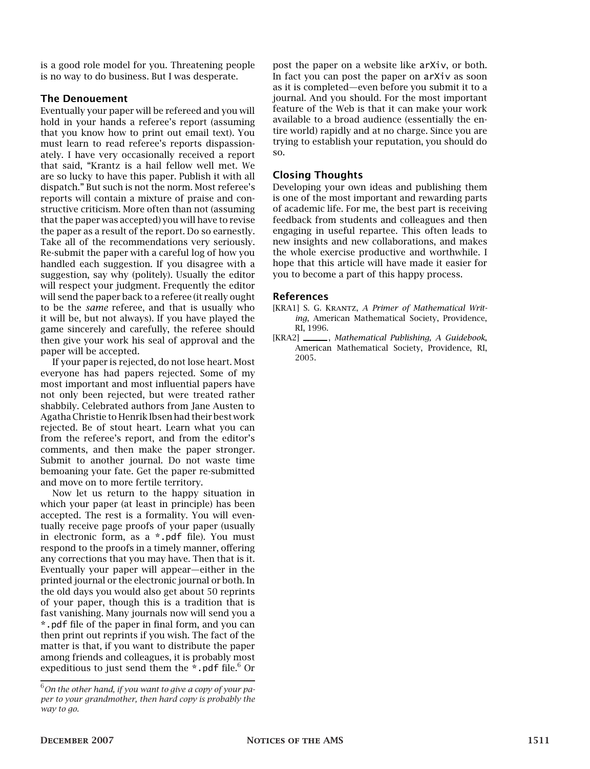is a good role model for you. Threatening people is no way to do business. But I was desperate.

### The Denouement

Eventually your paper will be refereed and you will hold in your hands a referee's report (assuming that you know how to print out email text). You must learn to read referee's reports dispassionately. I have very occasionally received a report that said, "Krantz is a hail fellow well met. We are so lucky to have this paper. Publish it with all dispatch." But such is not the norm. Most referee's reports will contain a mixture of praise and constructive criticism. More often than not (assuming that the paper was accepted) you will have to revise the paper as a result of the report. Do so earnestly. Take all of the recommendations very seriously. Re-submit the paper with a careful log of how you handled each suggestion. If you disagree with a suggestion, say why (politely). Usually the editor will respect your judgment. Frequently the editor will send the paper back to a referee (it really ought to be the *same* referee, and that is usually who it will be, but not always). If you have played the game sincerely and carefully, the referee should then give your work his seal of approval and the paper will be accepted.

If your paper is rejected, do not lose heart. Most everyone has had papers rejected. Some of my most important and most influential papers have not only been rejected, but were treated rather shabbily. Celebrated authors from Jane Austen to Agatha Christie to Henrik Ibsen had their best work rejected. Be of stout heart. Learn what you can from the referee's report, and from the editor's comments, and then make the paper stronger. Submit to another journal. Do not waste time bemoaning your fate. Get the paper re-submitted and move on to more fertile territory.

Now let us return to the happy situation in which your paper (at least in principle) has been accepted. The rest is a formality. You will eventually receive page proofs of your paper (usually in electronic form, as a `*.pdf` file). You must respond to the proofs in a timely manner, offering any corrections that you may have. Then that is it. Eventually your paper will appear—either in the printed journal or the electronic journal or both. In the old days you would also get about 50 reprints of your paper, though this is a tradition that is fast vanishing. Many journals now will send you a `*.pdf` file of the paper in final form, and you can then print out reprints if you wish. The fact of the matter is that, if you want to distribute the paper among friends and colleagues, it is probably most expeditious to just send them the `*.pdf` file.[6] Or post the paper on a website like `arXiv`, or both. In fact you can post the paper on `arXiv` as soon as it is completed—even before you submit it to a journal. And you should. For the most important feature of the Web is that it can make your work available to a broad audience (essentially the entire world) rapidly and at no charge. Since you are trying to establish your reputation, you should do so.

### Closing Thoughts

Developing your own ideas and publishing them is one of the most important and rewarding parts of academic life. For me, the best part is receiving feedback from students and colleagues and then engaging in useful repartee. This often leads to new insights and new collaborations, and makes the whole exercise productive and worthwhile. I hope that this article will have made it easier for you to become a part of this happy process.

### References

[KRA1] S. G. Krantz, *A Primer of Mathematical Writing*, American Mathematical Society, Providence, RI, 1996.

[KRA2] ———, *Mathematical Publishing, A Guidebook*, American Mathematical Society, Providence, RI, 2005.

---

[6] *On the other hand, if you want to give a copy of your paper to your grandmother, then hard copy is probably the way to go.*